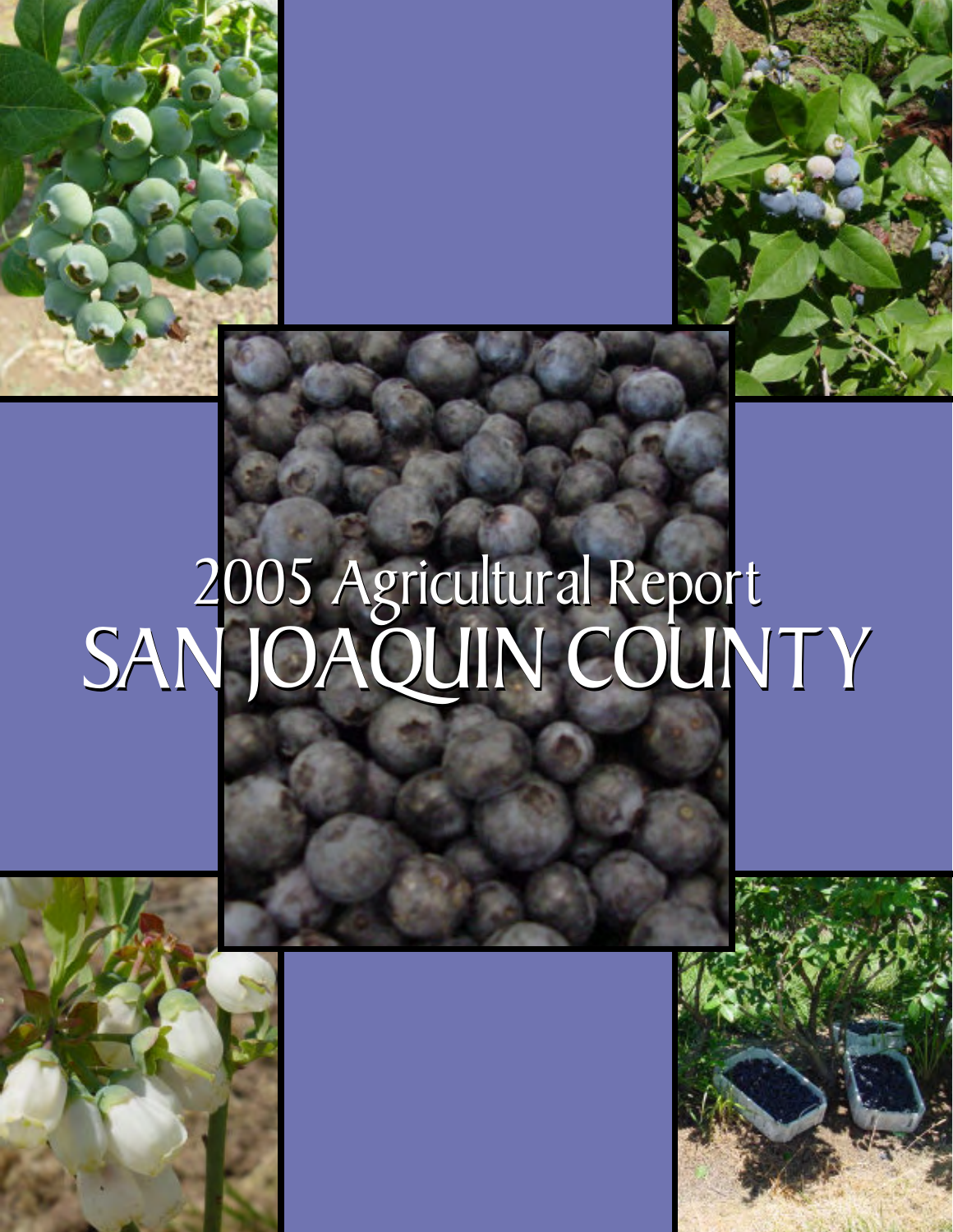# 2005 Agricultural Report

# SAN JOAQUIN COUNTY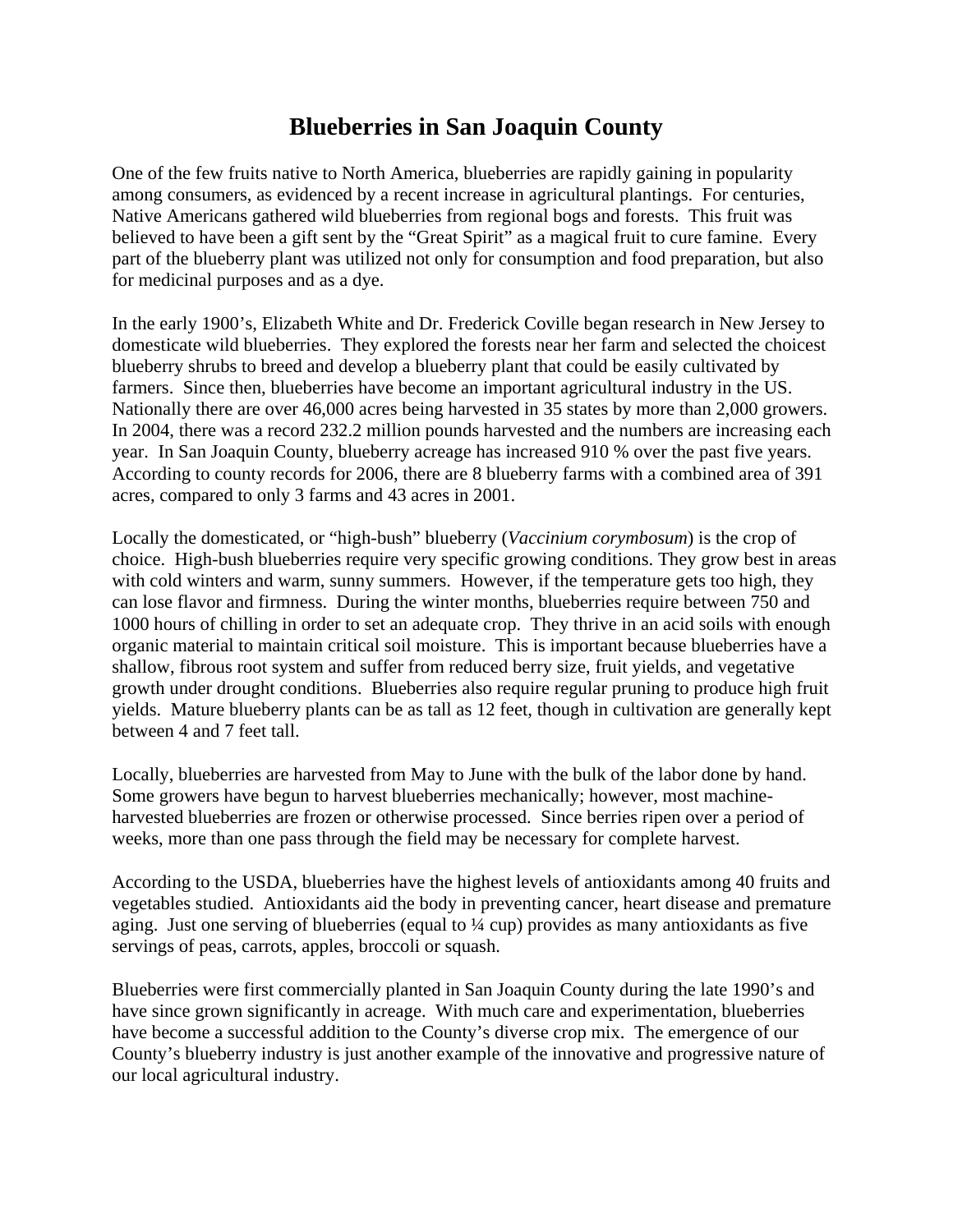# Blueberries in San Joaquin County

One of the few fruits native to North America, blueberries are rapidly gaining in popularity among consumers, as evidenced by a recent increase in agricultural plantings. For centuries, Native Americans gathered wild blueberries from regional bogs and forests. This fruit was believed to have been a gift sent by the "Great Spirit" as a magical fruit to cure famine. Every part of the blueberry plant was utilized not only for consumption and food preparation, but also for medicinal purposes and as a dye.

In the early 1900's, Elizabeth White and Dr. Frederick Coville began research in New Jersey to domesticate wild blueberries. They explored the forests near her farm and selected the choicest blueberry shrubs to breed and develop a blueberry plant that could be easily cultivated by farmers. Since then, blueberries have become an important agricultural industry in the US. Nationally there are over 46,000 acres being harvested in 35 states by more than 2,000 growers. In 2004, there was a record 232.2 million pounds harvested and the numbers are increasing each year. In San Joaquin County, blueberry acreage has increased 910 % over the past five years. According to county records for 2006, there are 8 blueberry farms with a combined area of 391 acres, compared to only 3 farms and 43 acres in 2001.

Locally the domesticated, or "high-bush" blueberry (*Vaccinium corymbosum*) is the crop of choice. High-bush blueberries require very specific growing conditions. They grow best in areas with cold winters and warm, sunny summers. However, if the temperature gets too high, they can lose flavor and firmness. During the winter months, blueberries require between 750 and 1000 hours of chilling in order to set an adequate crop. They thrive in an acid soils with enough organic material to maintain critical soil moisture. This is important because blueberries have a shallow, fibrous root system and suffer from reduced berry size, fruit yields, and vegetative growth under drought conditions. Blueberries also require regular pruning to produce high fruit yields. Mature blueberry plants can be as tall as 12 feet, though in cultivation are generally kept between 4 and 7 feet tall.

Locally, blueberries are harvested from May to June with the bulk of the labor done by hand. Some growers have begun to harvest blueberries mechanically; however, most machine-harvested blueberries are frozen or otherwise processed. Since berries ripen over a period of weeks, more than one pass through the field may be necessary for complete harvest.

According to the USDA, blueberries have the highest levels of antioxidants among 40 fruits and vegetables studied. Antioxidants aid the body in preventing cancer, heart disease and premature aging. Just one serving of blueberries (equal to ¼ cup) provides as many antioxidants as five servings of peas, carrots, apples, broccoli or squash.

Blueberries were first commercially planted in San Joaquin County during the late 1990's and have since grown significantly in acreage. With much care and experimentation, blueberries have become a successful addition to the County's diverse crop mix. The emergence of our County's blueberry industry is just another example of the innovative and progressive nature of our local agricultural industry.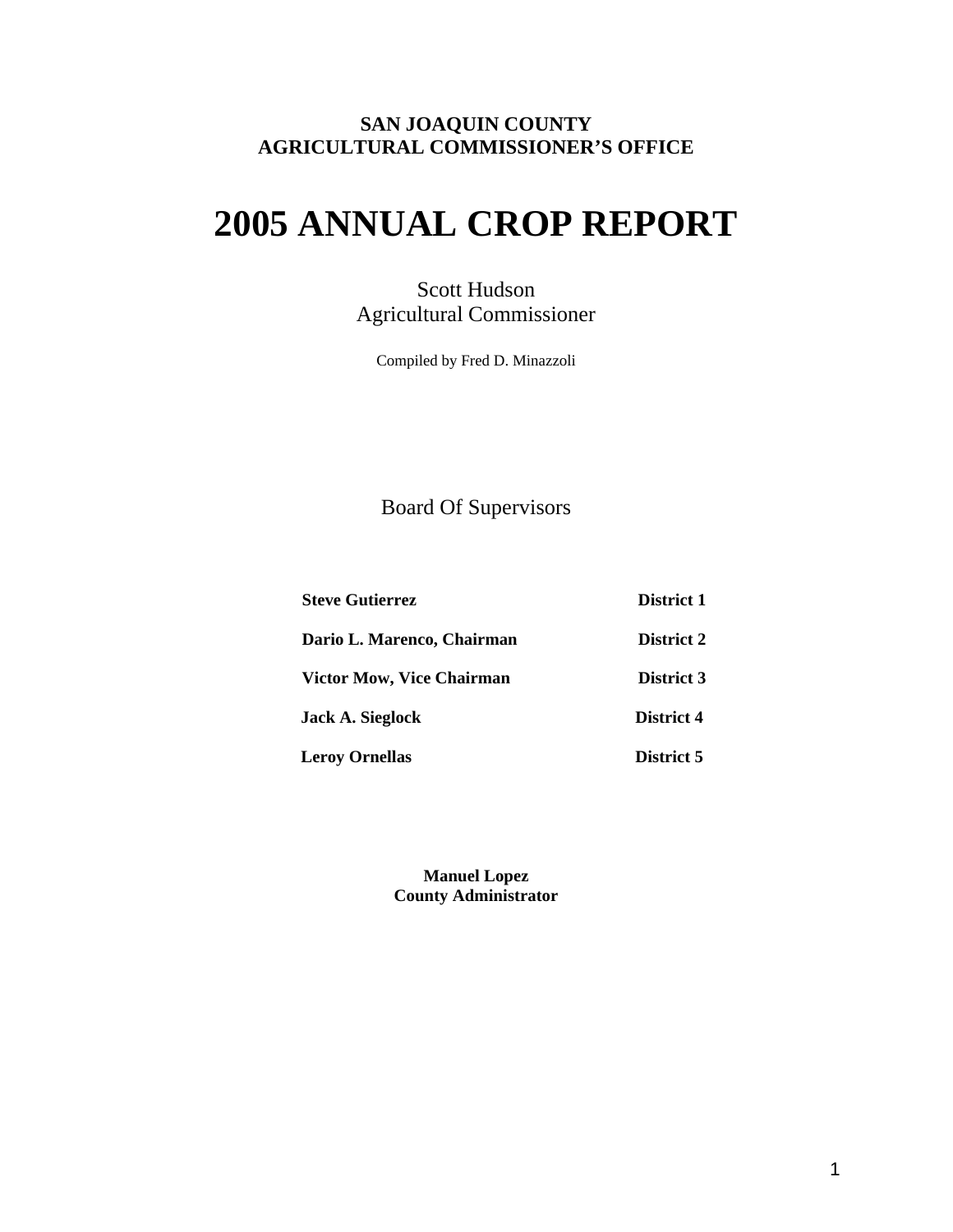**SAN JOAQUIN COUNTY**
**AGRICULTURAL COMMISSIONER'S OFFICE**

# 2005 ANNUAL CROP REPORT

Scott Hudson
Agricultural Commissioner

Compiled by Fred D. Minazzoli

## Board Of Supervisors

| | |
|---|---|
| **Steve Gutierrez** | **District 1** |
| **Dario L. Marenco, Chairman** | **District 2** |
| **Victor Mow, Vice Chairman** | **District 3** |
| **Jack A. Sieglock** | **District 4** |
| **Leroy Ornellas** | **District 5** |

**Manuel Lopez**
**County Administrator**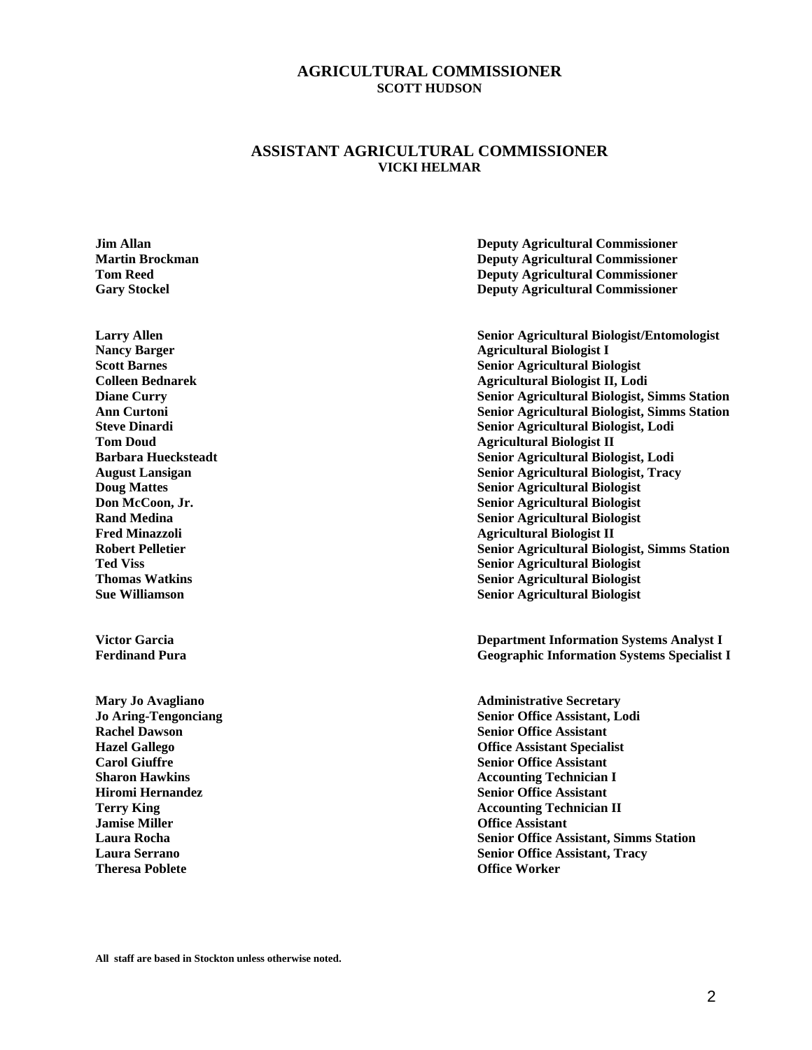**AGRICULTURAL COMMISSIONER**
**SCOTT HUDSON**

**ASSISTANT AGRICULTURAL COMMISSIONER**
**VICKI HELMAR**

| | |
|---|---|
| **Jim Allan** | **Deputy Agricultural Commissioner** |
| **Martin Brockman** | **Deputy Agricultural Commissioner** |
| **Tom Reed** | **Deputy Agricultural Commissioner** |
| **Gary Stockel** | **Deputy Agricultural Commissioner** |
| | |
| **Larry Allen** | **Senior Agricultural Biologist/Entomologist** |
| **Nancy Barger** | **Agricultural Biologist I** |
| **Scott Barnes** | **Senior Agricultural Biologist** |
| **Colleen Bednarek** | **Agricultural Biologist II, Lodi** |
| **Diane Curry** | **Senior Agricultural Biologist, Simms Station** |
| **Ann Curtoni** | **Senior Agricultural Biologist, Simms Station** |
| **Steve Dinardi** | **Senior Agricultural Biologist, Lodi** |
| **Tom Doud** | **Agricultural Biologist II** |
| **Barbara Huecksteadt** | **Senior Agricultural Biologist, Lodi** |
| **August Lansigan** | **Senior Agricultural Biologist, Tracy** |
| **Doug Mattes** | **Senior Agricultural Biologist** |
| **Don McCoon, Jr.** | **Senior Agricultural Biologist** |
| **Rand Medina** | **Senior Agricultural Biologist** |
| **Fred Minazzoli** | **Agricultural Biologist II** |
| **Robert Pelletier** | **Senior Agricultural Biologist, Simms Station** |
| **Ted Viss** | **Senior Agricultural Biologist** |
| **Thomas Watkins** | **Senior Agricultural Biologist** |
| **Sue Williamson** | **Senior Agricultural Biologist** |
| | |
| **Victor Garcia** | **Department Information Systems Analyst I** |
| **Ferdinand Pura** | **Geographic Information Systems Specialist I** |
| | |
| **Mary Jo Avagliano** | **Administrative Secretary** |
| **Jo Aring-Tengonciang** | **Senior Office Assistant, Lodi** |
| **Rachel Dawson** | **Senior Office Assistant** |
| **Hazel Gallego** | **Office Assistant Specialist** |
| **Carol Giuffre** | **Senior Office Assistant** |
| **Sharon Hawkins** | **Accounting Technician I** |
| **Hiromi Hernandez** | **Senior Office Assistant** |
| **Terry King** | **Accounting Technician II** |
| **Jamise Miller** | **Office Assistant** |
| **Laura Rocha** | **Senior Office Assistant, Simms Station** |
| **Laura Serrano** | **Senior Office Assistant, Tracy** |
| **Theresa Poblete** | **Office Worker** |

**All staff are based in Stockton unless otherwise noted.**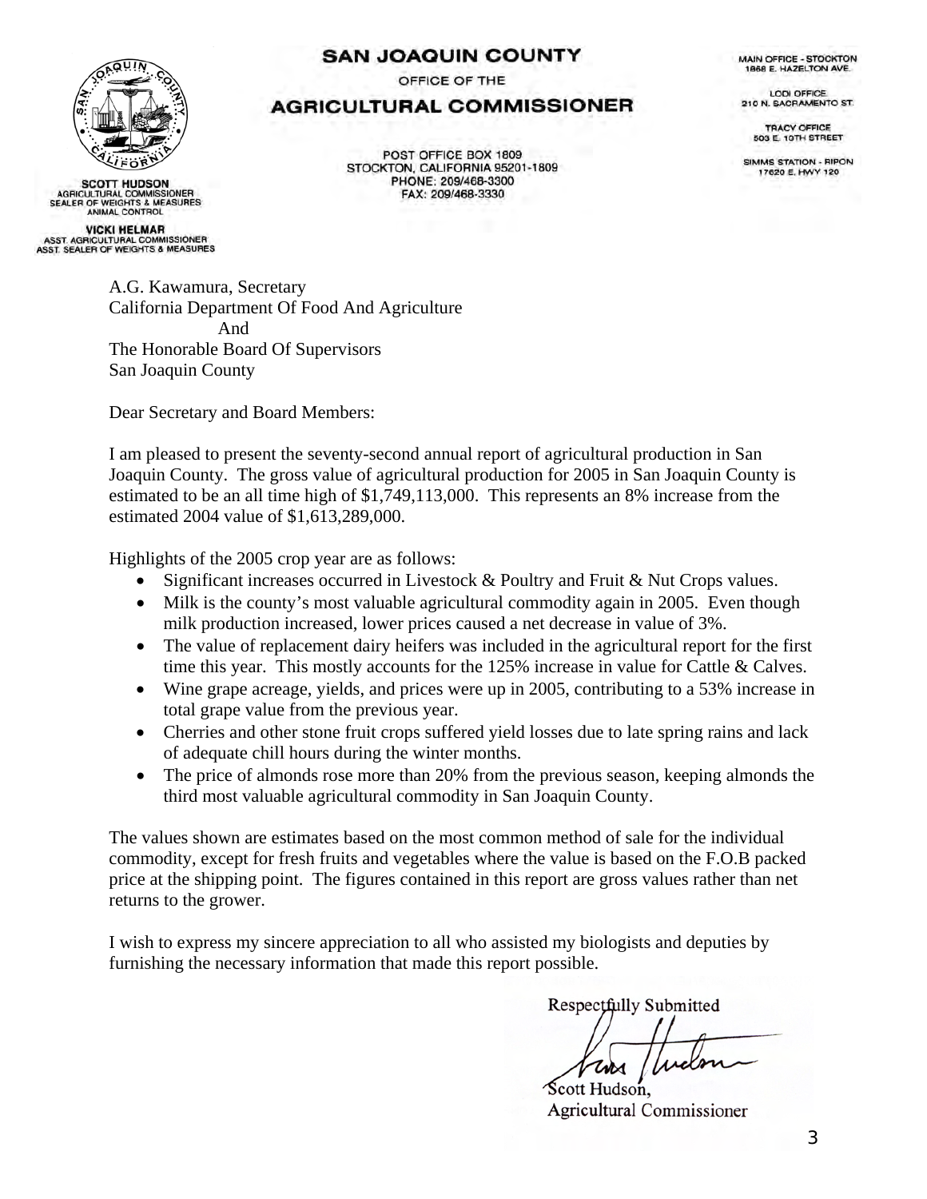# SAN JOAQUIN COUNTY

OFFICE OF THE

## AGRICULTURAL COMMISSIONER

POST OFFICE BOX 1809
STOCKTON, CALIFORNIA 95201-1809
PHONE: 209/468-3300
FAX: 209/468-3330

MAIN OFFICE - STOCKTON
1868 E. HAZELTON AVE.

LODI OFFICE
210 N. SACRAMENTO ST.

TRACY OFFICE
503 E. 10TH STREET

SIMMS STATION - RIPON
17620 E. HWY 120

**SCOTT HUDSON**
AGRICULTURAL COMMISSIONER
SEALER OF WEIGHTS & MEASURES
ANIMAL CONTROL

**VICKI HELMAR**
ASST. AGRICULTURAL COMMISSIONER
ASST. SEALER OF WEIGHTS & MEASURES

A.G. Kawamura, Secretary
California Department Of Food And Agriculture
And
The Honorable Board Of Supervisors
San Joaquin County

Dear Secretary and Board Members:

I am pleased to present the seventy-second annual report of agricultural production in San Joaquin County. The gross value of agricultural production for 2005 in San Joaquin County is estimated to be an all time high of $1,749,113,000. This represents an 8% increase from the estimated 2004 value of $1,613,289,000.

Highlights of the 2005 crop year are as follows:

- Significant increases occurred in Livestock & Poultry and Fruit & Nut Crops values.
- Milk is the county's most valuable agricultural commodity again in 2005. Even though milk production increased, lower prices caused a net decrease in value of 3%.
- The value of replacement dairy heifers was included in the agricultural report for the first time this year. This mostly accounts for the 125% increase in value for Cattle & Calves.
- Wine grape acreage, yields, and prices were up in 2005, contributing to a 53% increase in total grape value from the previous year.
- Cherries and other stone fruit crops suffered yield losses due to late spring rains and lack of adequate chill hours during the winter months.
- The price of almonds rose more than 20% from the previous season, keeping almonds the third most valuable agricultural commodity in San Joaquin County.

The values shown are estimates based on the most common method of sale for the individual commodity, except for fresh fruits and vegetables where the value is based on the F.O.B packed price at the shipping point. The figures contained in this report are gross values rather than net returns to the grower.

I wish to express my sincere appreciation to all who assisted my biologists and deputies by furnishing the necessary information that made this report possible.

Respectfully Submitted

Scott Hudson,
Agricultural Commissioner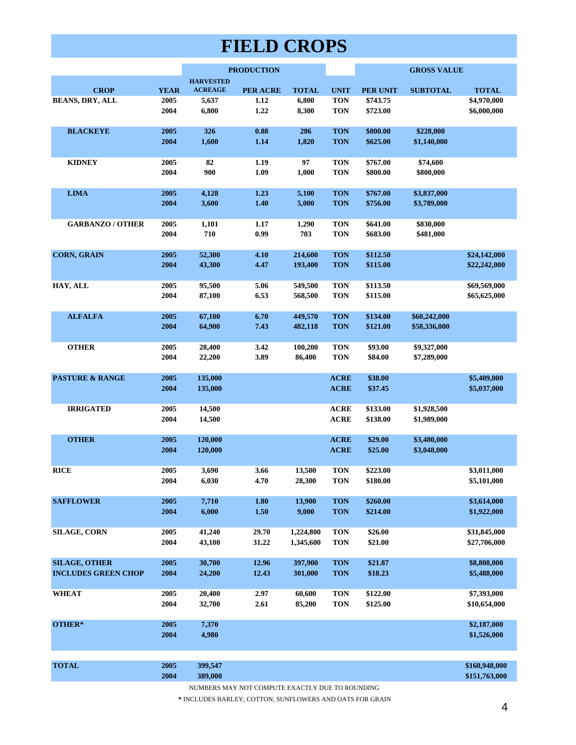# FIELD CROPS

| CROP | YEAR | PRODUCTION | | | UNIT | GROSS VALUE | | |
|---|---|---|---|---|---|---|---|---|
| | | HARVESTED ACREAGE | PER ACRE | TOTAL | | PER UNIT | SUBTOTAL | TOTAL |
| **BEANS, DRY, ALL** | 2005 | 5,637 | 1.12 | 6,800 | TON | $743.75 | | $4,970,000 |
| | 2004 | 6,800 | 1.22 | 8,300 | TON | $723.00 | | $6,000,000 |
| **BLACKEYE** | 2005 | 326 | 0.88 | 286 | TON | $800.00 | $228,000 | |
| | 2004 | 1,600 | 1.14 | 1,820 | TON | $625.00 | $1,140,000 | |
| **KIDNEY** | 2005 | 82 | 1.19 | 97 | TON | $767.00 | $74,600 | |
| | 2004 | 900 | 1.09 | 1,000 | TON | $800.00 | $800,000 | |
| **LIMA** | 2005 | 4,128 | 1.23 | 5,100 | TON | $767.00 | $3,837,000 | |
| | 2004 | 3,600 | 1.40 | 5,000 | TON | $756.00 | $3,789,000 | |
| **GARBANZO / OTHER** | 2005 | 1,101 | 1.17 | 1,290 | TON | $641.00 | $830,000 | |
| | 2004 | 710 | 0.99 | 703 | TON | $683.00 | $481,000 | |
| **CORN, GRAIN** | 2005 | 52,300 | 4.10 | 214,600 | TON | $112.50 | | $24,142,000 |
| | 2004 | 43,300 | 4.47 | 193,400 | TON | $115.00 | | $22,242,000 |
| **HAY, ALL** | 2005 | 95,500 | 5.06 | 549,500 | TON | $113.50 | | $69,569,000 |
| | 2004 | 87,100 | 6.53 | 568,500 | TON | $115.00 | | $65,625,000 |
| **ALFALFA** | 2005 | 67,100 | 6.70 | 449,570 | TON | $134.00 | $60,242,000 | |
| | 2004 | 64,900 | 7.43 | 482,118 | TON | $121.00 | $58,336,000 | |
| **OTHER** | 2005 | 28,400 | 3.42 | 100,200 | TON | $93.00 | $9,327,000 | |
| | 2004 | 22,200 | 3.89 | 86,400 | TON | $84.00 | $7,289,000 | |
| **PASTURE & RANGE** | 2005 | 135,000 | | | ACRE | $38.00 | | $5,409,000 |
| | 2004 | 135,000 | | | ACRE | $37.45 | | $5,037,000 |
| **IRRIGATED** | 2005 | 14,500 | | | ACRE | $133.00 | $1,928,500 | |
| | 2004 | 14,500 | | | ACRE | $138.00 | $1,989,000 | |
| **OTHER** | 2005 | 120,000 | | | ACRE | $29.00 | $3,480,000 | |
| | 2004 | 120,000 | | | ACRE | $25.00 | $3,048,000 | |
| **RICE** | 2005 | 3,690 | 3.66 | 13,500 | TON | $223.00 | | $3,011,000 |
| | 2004 | 6,030 | 4.70 | 28,300 | TON | $180.00 | | $5,101,000 |
| **SAFFLOWER** | 2005 | 7,710 | 1.80 | 13,900 | TON | $260.00 | | $3,614,000 |
| | 2004 | 6,000 | 1.50 | 9,000 | TON | $214.00 | | $1,922,000 |
| **SILAGE, CORN** | 2005 | 41,240 | 29.70 | 1,224,800 | TON | $26.00 | | $31,845,000 |
| | 2004 | 43,100 | 31.22 | 1,345,600 | TON | $21.00 | | $27,706,000 |
| **SILAGE, OTHER** | 2005 | 30,700 | 12.96 | 397,900 | TON | $21.87 | | $8,808,000 |
| **INCLUDES GREEN CHOP** | 2004 | 24,200 | 12.43 | 301,000 | TON | $18.23 | | $5,488,000 |
| **WHEAT** | 2005 | 20,400 | 2.97 | 60,600 | TON | $122.00 | | $7,393,000 |
| | 2004 | 32,700 | 2.61 | 85,200 | TON | $125.00 | | $10,654,000 |
| **OTHER*** | 2005 | 7,370 | | | | | | $2,187,000 |
| | 2004 | 4,980 | | | | | | $1,526,000 |
| **TOTAL** | 2005 | 399,547 | | | | | | $160,948,000 |
| | 2004 | 389,000 | | | | | | $151,763,000 |

NUMBERS MAY NOT COMPUTE EXACTLY DUE TO ROUNDING

* INCLUDES BARLEY, COTTON, SUNFLOWERS AND OATS FOR GRAIN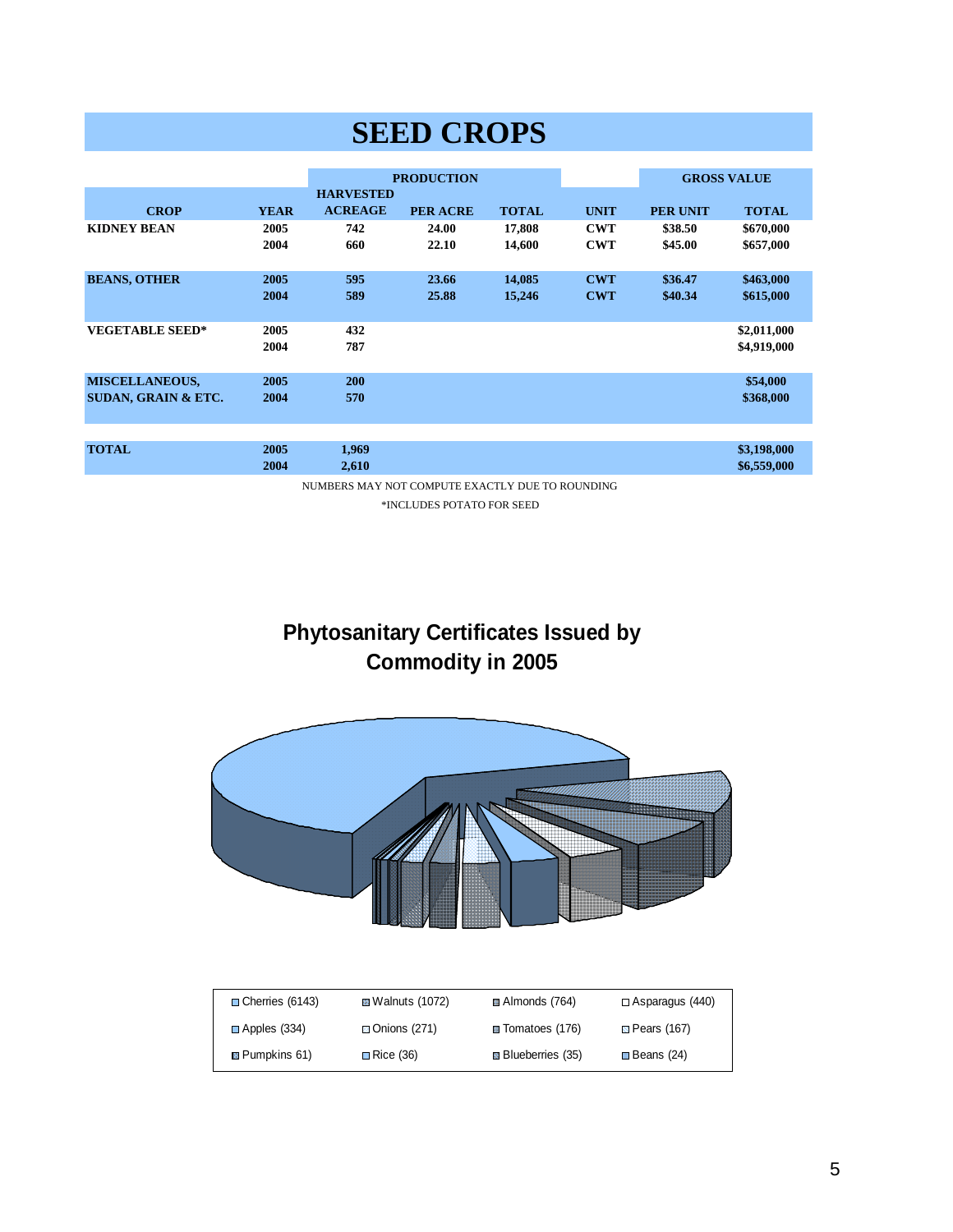# SEED CROPS

| CROP | YEAR | PRODUCTION HARVESTED ACREAGE | PRODUCTION PER ACRE | PRODUCTION TOTAL | UNIT | GROSS VALUE PER UNIT | GROSS VALUE TOTAL |
|---|---|---|---|---|---|---|---|
| KIDNEY BEAN | 2005 | 742 | 24.00 | 17,808 | CWT | $38.50 | $670,000 |
| | 2004 | 660 | 22.10 | 14,600 | CWT | $45.00 | $657,000 |
| BEANS, OTHER | 2005 | 595 | 23.66 | 14,085 | CWT | $36.47 | $463,000 |
| | 2004 | 589 | 25.88 | 15,246 | CWT | $40.34 | $615,000 |
| VEGETABLE SEED* | 2005 | 432 | | | | | $2,011,000 |
| | 2004 | 787 | | | | | $4,919,000 |
| MISCELLANEOUS, SUDAN, GRAIN & ETC. | 2005 | 200 | | | | | $54,000 |
| | 2004 | 570 | | | | | $368,000 |
| TOTAL | 2005 | 1,969 | | | | | $3,198,000 |
| | 2004 | 2,610 | | | | | $6,559,000 |

NUMBERS MAY NOT COMPUTE EXACTLY DUE TO ROUNDING

*INCLUDES POTATO FOR SEED

## Phytosanitary Certificates Issued by Commodity in 2005

| | | | |
|---|---|---|---|
| Cherries (6143) | Walnuts (1072) | Almonds (764) | Asparagus (440) |
| Apples (334) | Onions (271) | Tomatoes (176) | Pears (167) |
| Pumpkins 61) | Rice (36) | Blueberries (35) | Beans (24) |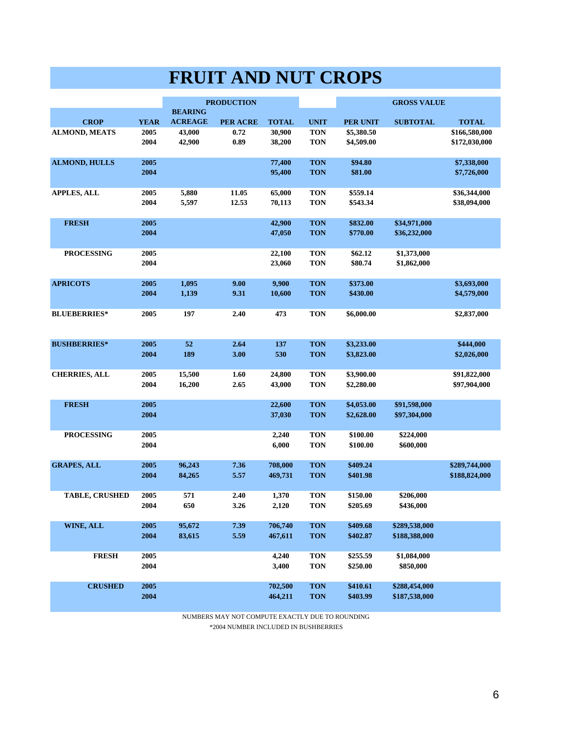# FRUIT AND NUT CROPS

| | | PRODUCTION | | | | GROSS VALUE | | |
|---|---|---|---|---|---|---|---|---|
| CROP | YEAR | BEARING ACREAGE | PER ACRE | TOTAL | UNIT | PER UNIT | SUBTOTAL | TOTAL |
| ALMOND, MEATS | 2005 | 43,000 | 0.72 | 30,900 | TON | $5,380.50 | | $166,580,000 |
| | 2004 | 42,900 | 0.89 | 38,200 | TON | $4,509.00 | | $172,030,000 |
| ALMOND, HULLS | 2005 | | | 77,400 | TON | $94.80 | | $7,338,000 |
| | 2004 | | | 95,400 | TON | $81.00 | | $7,726,000 |
| APPLES, ALL | 2005 | 5,880 | 11.05 | 65,000 | TON | $559.14 | | $36,344,000 |
| | 2004 | 5,597 | 12.53 | 70,113 | TON | $543.34 | | $38,094,000 |
| FRESH | 2005 | | | 42,900 | TON | $832.00 | $34,971,000 | |
| | 2004 | | | 47,050 | TON | $770.00 | $36,232,000 | |
| PROCESSING | 2005 | | | 22,100 | TON | $62.12 | $1,373,000 | |
| | 2004 | | | 23,060 | TON | $80.74 | $1,862,000 | |
| APRICOTS | 2005 | 1,095 | 9.00 | 9,900 | TON | $373.00 | | $3,693,000 |
| | 2004 | 1,139 | 9.31 | 10,600 | TON | $430.00 | | $4,579,000 |
| BLUEBERRIES* | 2005 | 197 | 2.40 | 473 | TON | $6,000.00 | | $2,837,000 |
| BUSHBERRIES* | 2005 | 52 | 2.64 | 137 | TON | $3,233.00 | | $444,000 |
| | 2004 | 189 | 3.00 | 530 | TON | $3,823.00 | | $2,026,000 |
| CHERRIES, ALL | 2005 | 15,500 | 1.60 | 24,800 | TON | $3,900.00 | | $91,822,000 |
| | 2004 | 16,200 | 2.65 | 43,000 | TON | $2,280.00 | | $97,904,000 |
| FRESH | 2005 | | | 22,600 | TON | $4,053.00 | $91,598,000 | |
| | 2004 | | | 37,030 | TON | $2,628.00 | $97,304,000 | |
| PROCESSING | 2005 | | | 2,240 | TON | $100.00 | $224,000 | |
| | 2004 | | | 6,000 | TON | $100.00 | $600,000 | |
| GRAPES, ALL | 2005 | 96,243 | 7.36 | 708,000 | TON | $409.24 | | $289,744,000 |
| | 2004 | 84,265 | 5.57 | 469,731 | TON | $401.98 | | $188,824,000 |
| TABLE, CRUSHED | 2005 | 571 | 2.40 | 1,370 | TON | $150.00 | $206,000 | |
| | 2004 | 650 | 3.26 | 2,120 | TON | $205.69 | $436,000 | |
| WINE, ALL | 2005 | 95,672 | 7.39 | 706,740 | TON | $409.68 | $289,538,000 | |
| | 2004 | 83,615 | 5.59 | 467,611 | TON | $402.87 | $188,388,000 | |
| FRESH | 2005 | | | 4,240 | TON | $255.59 | $1,084,000 | |
| | 2004 | | | 3,400 | TON | $250.00 | $850,000 | |
| CRUSHED | 2005 | | | 702,500 | TON | $410.61 | $288,454,000 | |
| | 2004 | | | 464,211 | TON | $403.99 | $187,538,000 | |

NUMBERS MAY NOT COMPUTE EXACTLY DUE TO ROUNDING

*2004 NUMBER INCLUDED IN BUSHBERRIES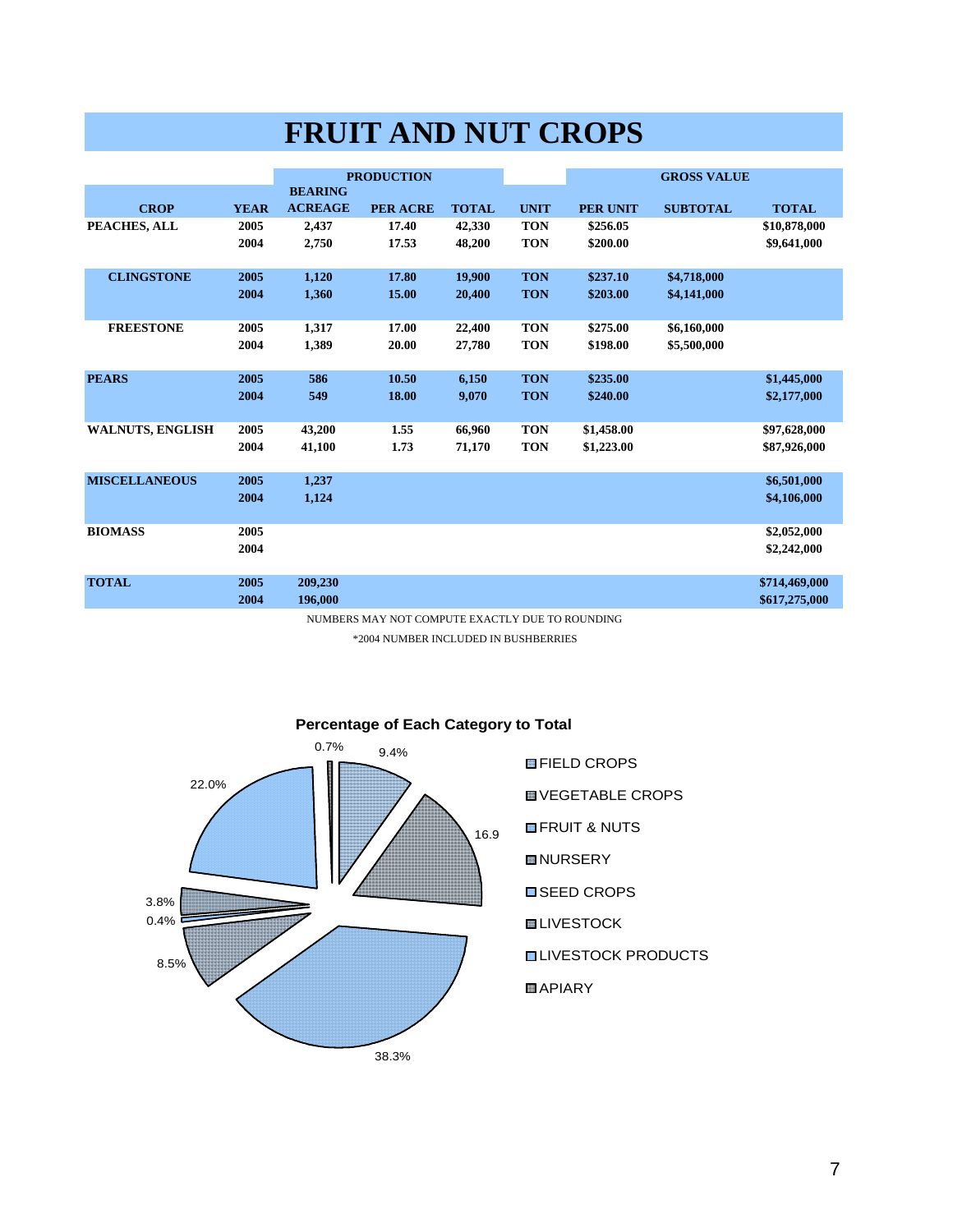# FRUIT AND NUT CROPS

| | | PRODUCTION | | | | GROSS VALUE | | |
|---|---|---|---|---|---|---|---|---|
| CROP | YEAR | BEARING ACREAGE | PER ACRE | TOTAL | UNIT | PER UNIT | SUBTOTAL | TOTAL |
| PEACHES, ALL | 2005 | 2,437 | 17.40 | 42,330 | TON | $256.05 | | $10,878,000 |
| | 2004 | 2,750 | 17.53 | 48,200 | TON | $200.00 | | $9,641,000 |
| CLINGSTONE | 2005 | 1,120 | 17.80 | 19,900 | TON | $237.10 | $4,718,000 | |
| | 2004 | 1,360 | 15.00 | 20,400 | TON | $203.00 | $4,141,000 | |
| FREESTONE | 2005 | 1,317 | 17.00 | 22,400 | TON | $275.00 | $6,160,000 | |
| | 2004 | 1,389 | 20.00 | 27,780 | TON | $198.00 | $5,500,000 | |
| PEARS | 2005 | 586 | 10.50 | 6,150 | TON | $235.00 | | $1,445,000 |
| | 2004 | 549 | 18.00 | 9,070 | TON | $240.00 | | $2,177,000 |
| WALNUTS, ENGLISH | 2005 | 43,200 | 1.55 | 66,960 | TON | $1,458.00 | | $97,628,000 |
| | 2004 | 41,100 | 1.73 | 71,170 | TON | $1,223.00 | | $87,926,000 |
| MISCELLANEOUS | 2005 | 1,237 | | | | | | $6,501,000 |
| | 2004 | 1,124 | | | | | | $4,106,000 |
| BIOMASS | 2005 | | | | | | | $2,052,000 |
| | 2004 | | | | | | | $2,242,000 |
| TOTAL | 2005 | 209,230 | | | | | | $714,469,000 |
| | 2004 | 196,000 | | | | | | $617,275,000 |

NUMBERS MAY NOT COMPUTE EXACTLY DUE TO ROUNDING

*2004 NUMBER INCLUDED IN BUSHBERRIES

**Percentage of Each Category to Total**

- FIELD CROPS
- VEGETABLE CROPS
- FRUIT & NUTS
- NURSERY
- SEED CROPS
- LIVESTOCK
- LIVESTOCK PRODUCTS
- APIARY

9.4%, 16.9, 38.3%, 8.5%, 0.4%, 3.8%, 22.0%, 0.7%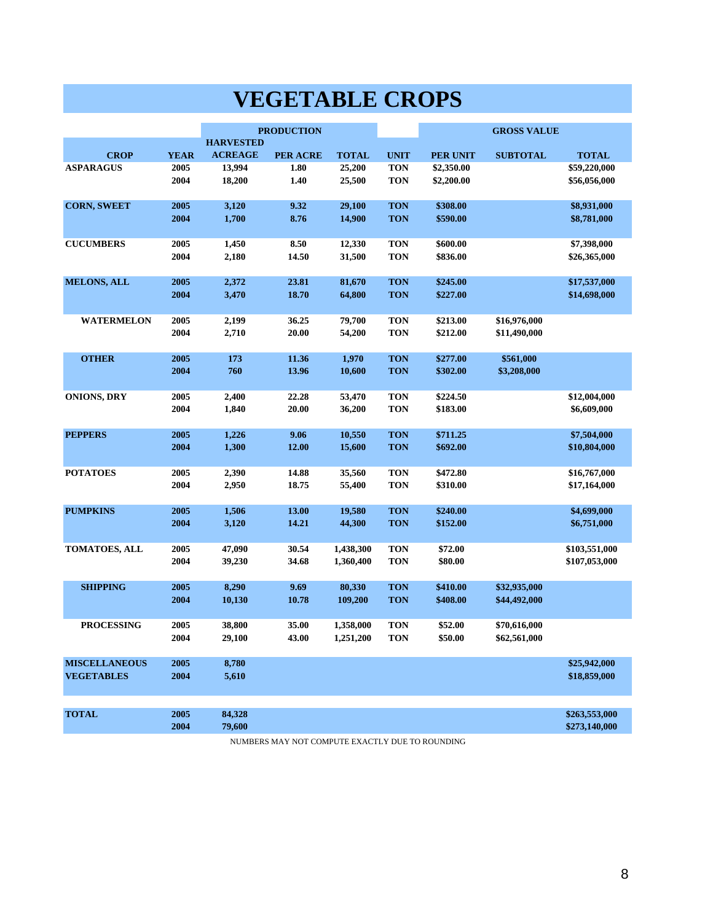# VEGETABLE CROPS

| CROP | YEAR | PRODUCTION | | | UNIT | GROSS VALUE | | |
|---|---|---|---|---|---|---|---|---|
| | | HARVESTED ACREAGE | PER ACRE | TOTAL | | PER UNIT | SUBTOTAL | TOTAL |
| ASPARAGUS | 2005 | 13,994 | 1.80 | 25,200 | TON | $2,350.00 | | $59,220,000 |
| | 2004 | 18,200 | 1.40 | 25,500 | TON | $2,200.00 | | $56,056,000 |
| CORN, SWEET | 2005 | 3,120 | 9.32 | 29,100 | TON | $308.00 | | $8,931,000 |
| | 2004 | 1,700 | 8.76 | 14,900 | TON | $590.00 | | $8,781,000 |
| CUCUMBERS | 2005 | 1,450 | 8.50 | 12,330 | TON | $600.00 | | $7,398,000 |
| | 2004 | 2,180 | 14.50 | 31,500 | TON | $836.00 | | $26,365,000 |
| MELONS, ALL | 2005 | 2,372 | 23.81 | 81,670 | TON | $245.00 | | $17,537,000 |
| | 2004 | 3,470 | 18.70 | 64,800 | TON | $227.00 | | $14,698,000 |
| WATERMELON | 2005 | 2,199 | 36.25 | 79,700 | TON | $213.00 | $16,976,000 | |
| | 2004 | 2,710 | 20.00 | 54,200 | TON | $212.00 | $11,490,000 | |
| OTHER | 2005 | 173 | 11.36 | 1,970 | TON | $277.00 | $561,000 | |
| | 2004 | 760 | 13.96 | 10,600 | TON | $302.00 | $3,208,000 | |
| ONIONS, DRY | 2005 | 2,400 | 22.28 | 53,470 | TON | $224.50 | | $12,004,000 |
| | 2004 | 1,840 | 20.00 | 36,200 | TON | $183.00 | | $6,609,000 |
| PEPPERS | 2005 | 1,226 | 9.06 | 10,550 | TON | $711.25 | | $7,504,000 |
| | 2004 | 1,300 | 12.00 | 15,600 | TON | $692.00 | | $10,804,000 |
| POTATOES | 2005 | 2,390 | 14.88 | 35,560 | TON | $472.80 | | $16,767,000 |
| | 2004 | 2,950 | 18.75 | 55,400 | TON | $310.00 | | $17,164,000 |
| PUMPKINS | 2005 | 1,506 | 13.00 | 19,580 | TON | $240.00 | | $4,699,000 |
| | 2004 | 3,120 | 14.21 | 44,300 | TON | $152.00 | | $6,751,000 |
| TOMATOES, ALL | 2005 | 47,090 | 30.54 | 1,438,300 | TON | $72.00 | | $103,551,000 |
| | 2004 | 39,230 | 34.68 | 1,360,400 | TON | $80.00 | | $107,053,000 |
| SHIPPING | 2005 | 8,290 | 9.69 | 80,330 | TON | $410.00 | $32,935,000 | |
| | 2004 | 10,130 | 10.78 | 109,200 | TON | $408.00 | $44,492,000 | |
| PROCESSING | 2005 | 38,800 | 35.00 | 1,358,000 | TON | $52.00 | $70,616,000 | |
| | 2004 | 29,100 | 43.00 | 1,251,200 | TON | $50.00 | $62,561,000 | |
| MISCELLANEOUS VEGETABLES | 2005 | 8,780 | | | | | | $25,942,000 |
| | 2004 | 5,610 | | | | | | $18,859,000 |
| TOTAL | 2005 | 84,328 | | | | | | $263,553,000 |
| | 2004 | 79,600 | | | | | | $273,140,000 |

NUMBERS MAY NOT COMPUTE EXACTLY DUE TO ROUNDING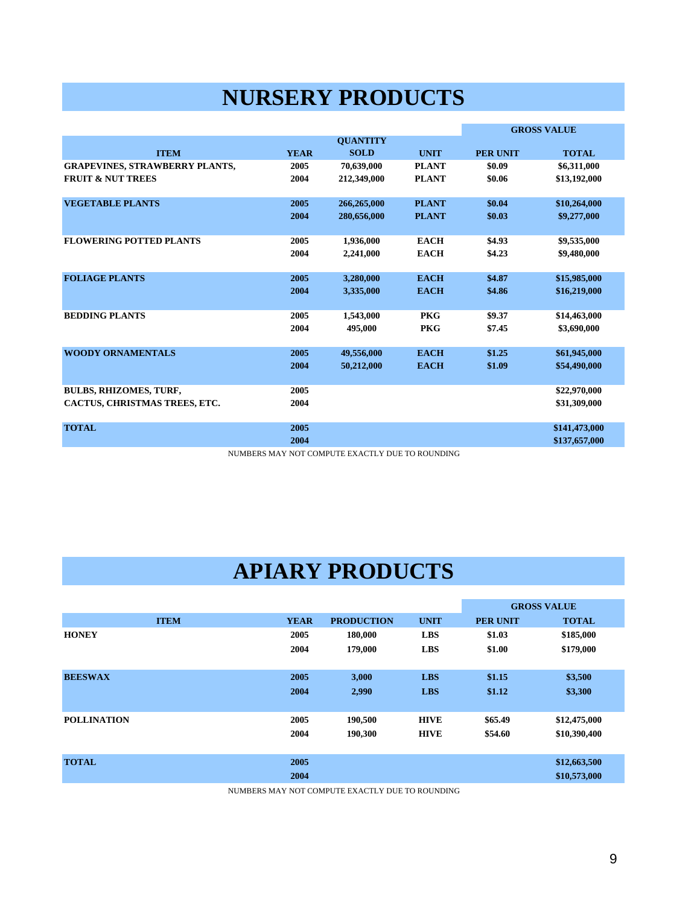# NURSERY PRODUCTS

| ITEM | YEAR | QUANTITY SOLD | UNIT | GROSS VALUE PER UNIT | GROSS VALUE TOTAL |
|---|---|---|---|---|---|
| GRAPEVINES, STRAWBERRY PLANTS, | 2005 | 70,639,000 | PLANT | $0.09 | $6,311,000 |
| FRUIT & NUT TREES | 2004 | 212,349,000 | PLANT | $0.06 | $13,192,000 |
| VEGETABLE PLANTS | 2005 | 266,265,000 | PLANT | $0.04 | $10,264,000 |
| | 2004 | 280,656,000 | PLANT | $0.03 | $9,277,000 |
| FLOWERING POTTED PLANTS | 2005 | 1,936,000 | EACH | $4.93 | $9,535,000 |
| | 2004 | 2,241,000 | EACH | $4.23 | $9,480,000 |
| FOLIAGE PLANTS | 2005 | 3,280,000 | EACH | $4.87 | $15,985,000 |
| | 2004 | 3,335,000 | EACH | $4.86 | $16,219,000 |
| BEDDING PLANTS | 2005 | 1,543,000 | PKG | $9.37 | $14,463,000 |
| | 2004 | 495,000 | PKG | $7.45 | $3,690,000 |
| WOODY ORNAMENTALS | 2005 | 49,556,000 | EACH | $1.25 | $61,945,000 |
| | 2004 | 50,212,000 | EACH | $1.09 | $54,490,000 |
| BULBS, RHIZOMES, TURF, | 2005 | | | | $22,970,000 |
| CACTUS, CHRISTMAS TREES, ETC. | 2004 | | | | $31,309,000 |
| TOTAL | 2005 | | | | $141,473,000 |
| | 2004 | | | | $137,657,000 |

NUMBERS MAY NOT COMPUTE EXACTLY DUE TO ROUNDING

# APIARY PRODUCTS

| ITEM | YEAR | PRODUCTION | UNIT | GROSS VALUE PER UNIT | GROSS VALUE TOTAL |
|---|---|---|---|---|---|
| HONEY | 2005 | 180,000 | LBS | $1.03 | $185,000 |
| | 2004 | 179,000 | LBS | $1.00 | $179,000 |
| BEESWAX | 2005 | 3,000 | LBS | $1.15 | $3,500 |
| | 2004 | 2,990 | LBS | $1.12 | $3,300 |
| POLLINATION | 2005 | 190,500 | HIVE | $65.49 | $12,475,000 |
| | 2004 | 190,300 | HIVE | $54.60 | $10,390,400 |
| TOTAL | 2005 | | | | $12,663,500 |
| | 2004 | | | | $10,573,000 |

NUMBERS MAY NOT COMPUTE EXACTLY DUE TO ROUNDING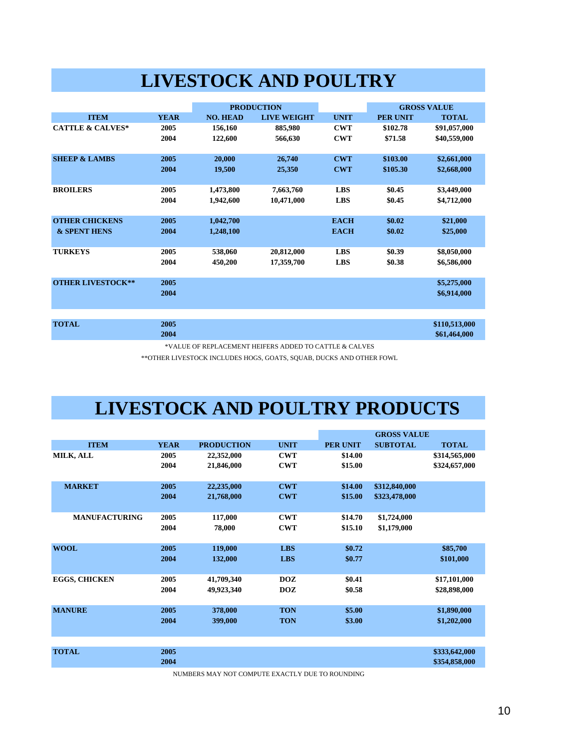# LIVESTOCK AND POULTRY

| ITEM | YEAR | PRODUCTION | | UNIT | GROSS VALUE | |
|---|---|---|---|---|---|---|
| | | NO. HEAD | LIVE WEIGHT | | PER UNIT | TOTAL |
| CATTLE & CALVES* | 2005 | 156,160 | 885,980 | CWT | $102.78 | $91,057,000 |
| | 2004 | 122,600 | 566,630 | CWT | $71.58 | $40,559,000 |
| SHEEP & LAMBS | 2005 | 20,000 | 26,740 | CWT | $103.00 | $2,661,000 |
| | 2004 | 19,500 | 25,350 | CWT | $105.30 | $2,668,000 |
| BROILERS | 2005 | 1,473,800 | 7,663,760 | LBS | $0.45 | $3,449,000 |
| | 2004 | 1,942,600 | 10,471,000 | LBS | $0.45 | $4,712,000 |
| OTHER CHICKENS | 2005 | 1,042,700 | | EACH | $0.02 | $21,000 |
| & SPENT HENS | 2004 | 1,248,100 | | EACH | $0.02 | $25,000 |
| TURKEYS | 2005 | 538,060 | 20,812,000 | LBS | $0.39 | $8,050,000 |
| | 2004 | 450,200 | 17,359,700 | LBS | $0.38 | $6,586,000 |
| OTHER LIVESTOCK** | 2005 | | | | | $5,275,000 |
| | 2004 | | | | | $6,914,000 |
| TOTAL | 2005 | | | | | $110,513,000 |
| | 2004 | | | | | $61,464,000 |

*VALUE OF REPLACEMENT HEIFERS ADDED TO CATTLE & CALVES

**OTHER LIVESTOCK INCLUDES HOGS, GOATS, SQUAB, DUCKS AND OTHER FOWL

# LIVESTOCK AND POULTRY PRODUCTS

| ITEM | YEAR | PRODUCTION | UNIT | GROSS VALUE | | |
|---|---|---|---|---|---|---|
| | | | | PER UNIT | SUBTOTAL | TOTAL |
| MILK, ALL | 2005 | 22,352,000 | CWT | $14.00 | | $314,565,000 |
| | 2004 | 21,846,000 | CWT | $15.00 | | $324,657,000 |
| MARKET | 2005 | 22,235,000 | CWT | $14.00 | $312,840,000 | |
| | 2004 | 21,768,000 | CWT | $15.00 | $323,478,000 | |
| MANUFACTURING | 2005 | 117,000 | CWT | $14.70 | $1,724,000 | |
| | 2004 | 78,000 | CWT | $15.10 | $1,179,000 | |
| WOOL | 2005 | 119,000 | LBS | $0.72 | | $85,700 |
| | 2004 | 132,000 | LBS | $0.77 | | $101,000 |
| EGGS, CHICKEN | 2005 | 41,709,340 | DOZ | $0.41 | | $17,101,000 |
| | 2004 | 49,923,340 | DOZ | $0.58 | | $28,898,000 |
| MANURE | 2005 | 378,000 | TON | $5.00 | | $1,890,000 |
| | 2004 | 399,000 | TON | $3.00 | | $1,202,000 |
| TOTAL | 2005 | | | | | $333,642,000 |
| | 2004 | | | | | $354,858,000 |

NUMBERS MAY NOT COMPUTE EXACTLY DUE TO ROUNDING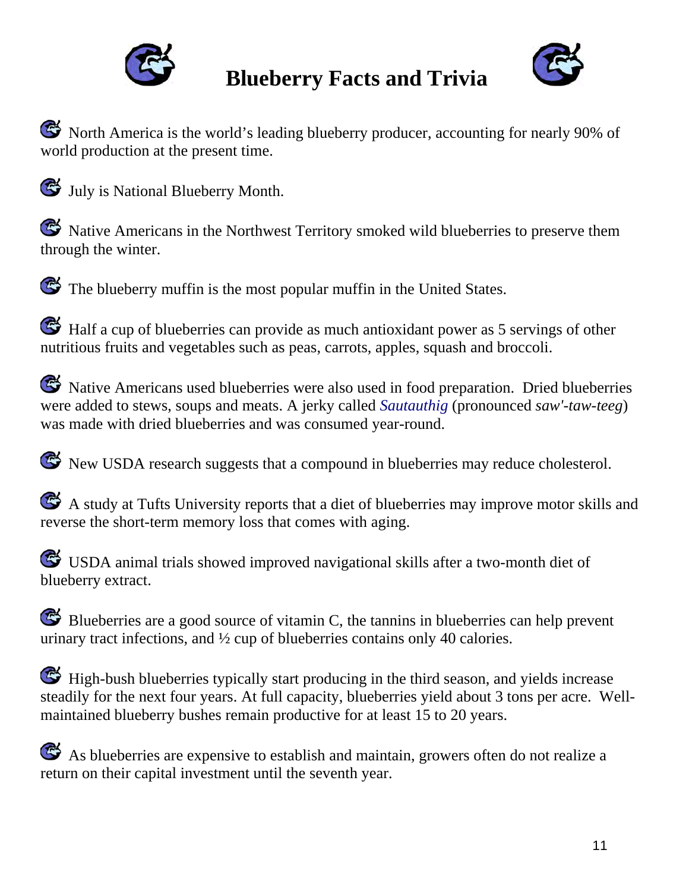# Blueberry Facts and Trivia

- North America is the world's leading blueberry producer, accounting for nearly 90% of world production at the present time.

- July is National Blueberry Month.

- Native Americans in the Northwest Territory smoked wild blueberries to preserve them through the winter.

- The blueberry muffin is the most popular muffin in the United States.

- Half a cup of blueberries can provide as much antioxidant power as 5 servings of other nutritious fruits and vegetables such as peas, carrots, apples, squash and broccoli.

- Native Americans used blueberries were also used in food preparation. Dried blueberries were added to stews, soups and meats. A jerky called *Sautauthig* (pronounced *saw'-taw-teeg*) was made with dried blueberries and was consumed year-round.

- New USDA research suggests that a compound in blueberries may reduce cholesterol.

- A study at Tufts University reports that a diet of blueberries may improve motor skills and reverse the short-term memory loss that comes with aging.

- USDA animal trials showed improved navigational skills after a two-month diet of blueberry extract.

- Blueberries are a good source of vitamin C, the tannins in blueberries can help prevent urinary tract infections, and ½ cup of blueberries contains only 40 calories.

- High-bush blueberries typically start producing in the third season, and yields increase steadily for the next four years. At full capacity, blueberries yield about 3 tons per acre. Well-maintained blueberry bushes remain productive for at least 15 to 20 years.

- As blueberries are expensive to establish and maintain, growers often do not realize a return on their capital investment until the seventh year.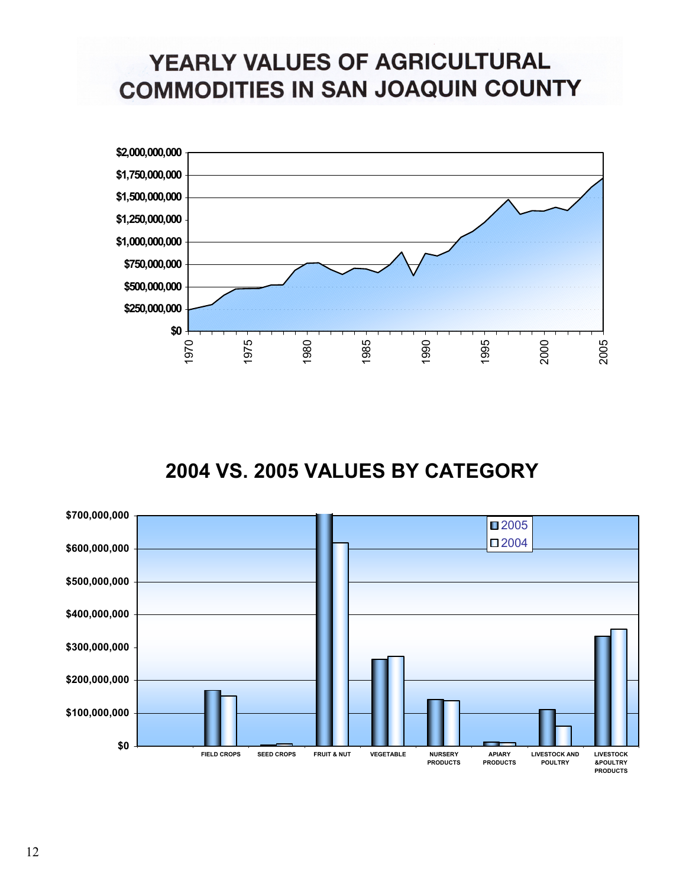# YEARLY VALUES OF AGRICULTURAL COMMODITIES IN SAN JOAQUIN COUNTY

## 2004 VS. 2005 VALUES BY CATEGORY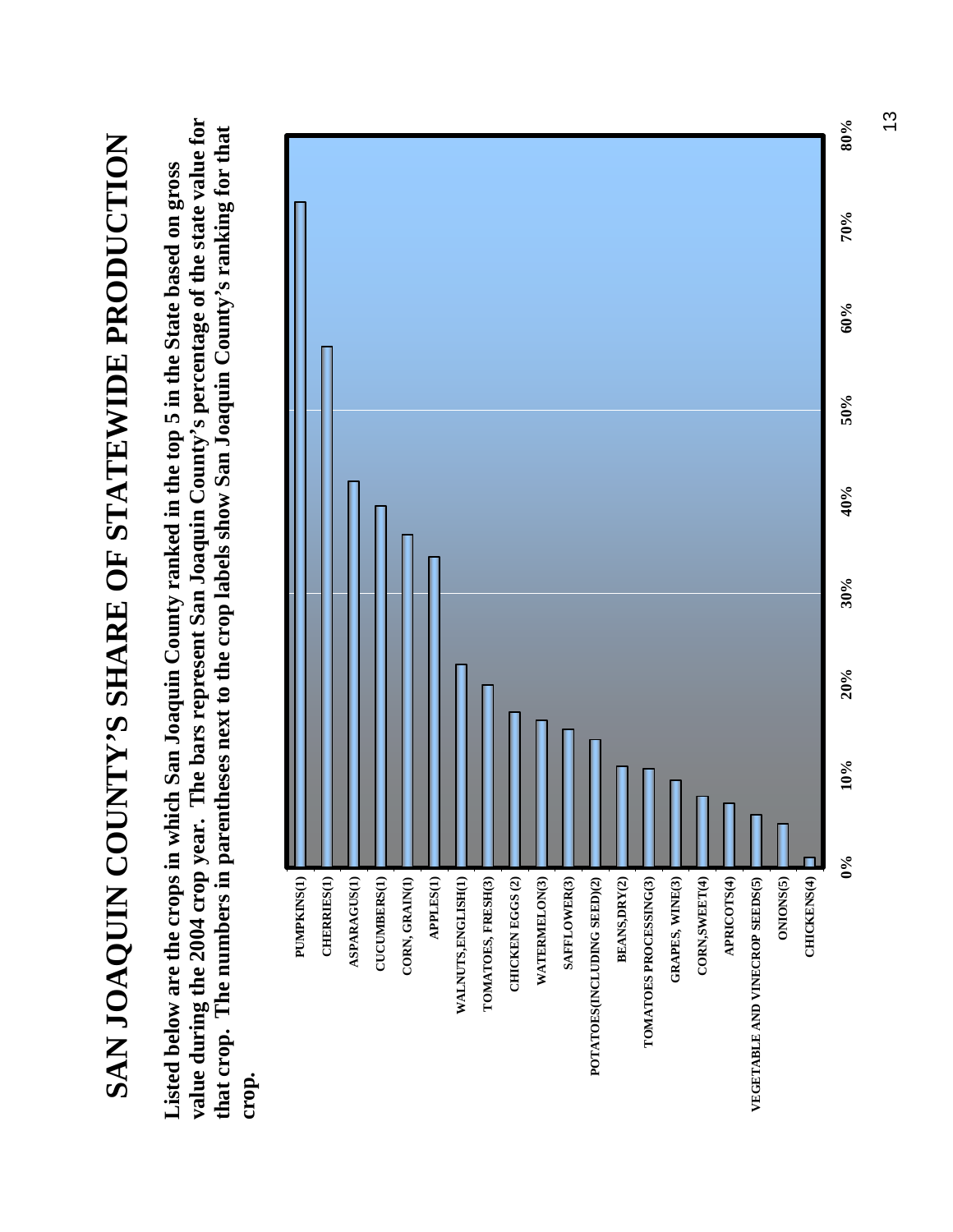# SAN JOAQUIN COUNTY'S SHARE OF STATEWIDE PRODUCTION

**Listed below are the crops in which San Joaquin County ranked in the top 5 in the State based on gross value during the 2004 crop year. The bars represent San Joaquin County's percentage of the state value for that crop. The numbers in parentheses next to the crop labels show San Joaquin County's ranking for that crop.**

| Crop (Rank) | Approx. Share of State Value |
|---|---|
| PUMPKINS(1) | ~73% |
| CHERRIES(1) | ~57% |
| ASPARAGUS(1) | ~42% |
| CUCUMBERS(1) | ~39% |
| CORN, GRAIN(1) | ~36% |
| APPLES(1) | ~34% |
| WALNUTS,ENGLISH(1) | ~22% |
| TOMATOES, FRESH(3) | ~20% |
| CHICKEN EGGS (2) | ~17% |
| WATERMELON(3) | ~16% |
| SAFFLOWER(3) | ~15% |
| POTATOES(INCLUDING SEED)(2) | ~14% |
| BEANS,DRY(2) | ~11% |
| TOMATOES PROCESSING(3) | ~11% |
| GRAPES, WINE(3) | ~9% |
| CORN,SWEET(4) | ~8% |
| APRICOTS(4) | ~7% |
| VEGETABLE AND VINECROP SEEDS(5) | ~6% |
| ONIONS(5) | ~5% |
| CHICKENS(4) | ~1% |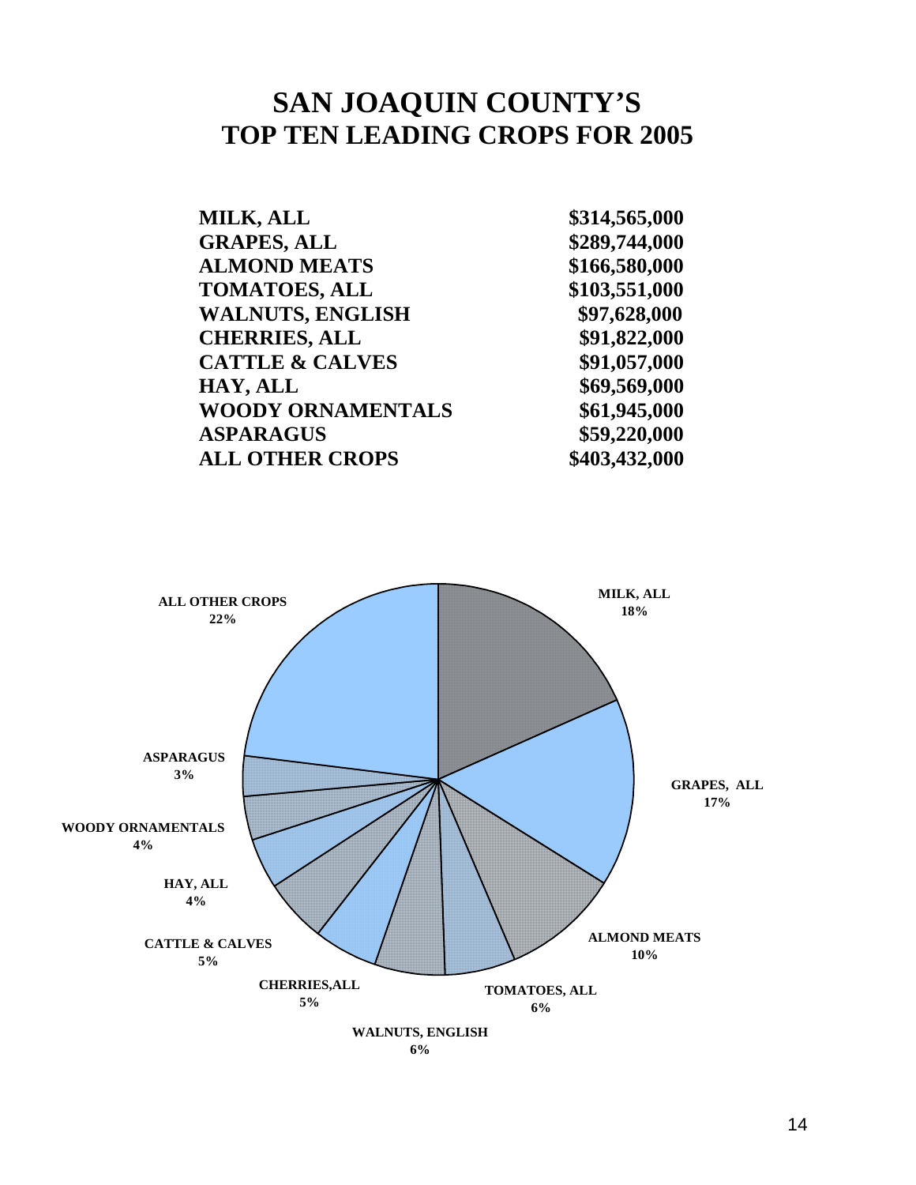# SAN JOAQUIN COUNTY'S
# TOP TEN LEADING CROPS FOR 2005

| | |
|---|---|
| **MILK, ALL** | **\$314,565,000** |
| **GRAPES, ALL** | **\$289,744,000** |
| **ALMOND MEATS** | **\$166,580,000** |
| **TOMATOES, ALL** | **\$103,551,000** |
| **WALNUTS, ENGLISH** | **\$97,628,000** |
| **CHERRIES, ALL** | **\$91,822,000** |
| **CATTLE & CALVES** | **\$91,057,000** |
| **HAY, ALL** | **\$69,569,000** |
| **WOODY ORNAMENTALS** | **\$61,945,000** |
| **ASPARAGUS** | **\$59,220,000** |
| **ALL OTHER CROPS** | **\$403,432,000** |

**MILK, ALL** 18%
**GRAPES, ALL** 17%
**ALMOND MEATS** 10%
**TOMATOES, ALL** 6%
**WALNUTS, ENGLISH** 6%
**CHERRIES,ALL** 5%
**CATTLE & CALVES** 5%
**HAY, ALL** 4%
**WOODY ORNAMENTALS** 4%
**ASPARAGUS** 3%
**ALL OTHER CROPS** 22%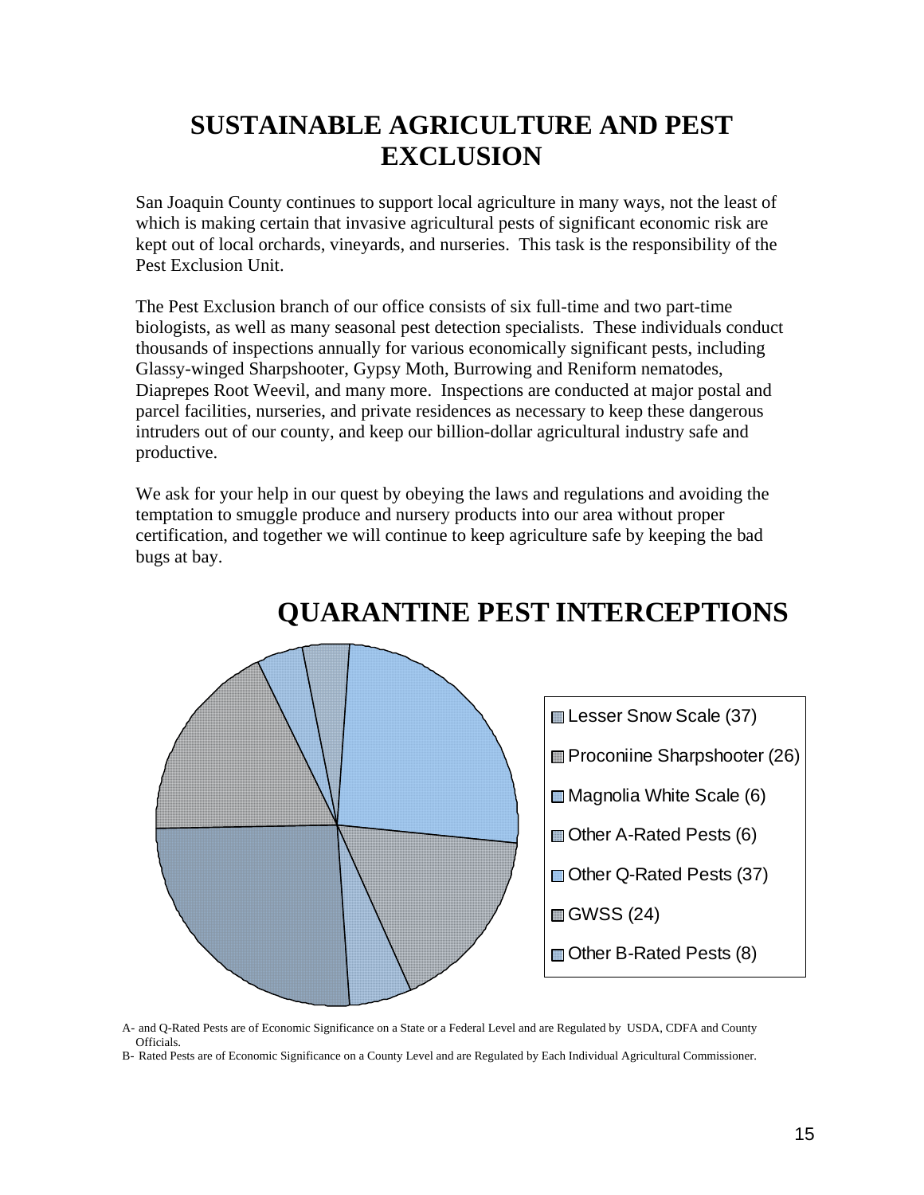# SUSTAINABLE AGRICULTURE AND PEST EXCLUSION

San Joaquin County continues to support local agriculture in many ways, not the least of which is making certain that invasive agricultural pests of significant economic risk are kept out of local orchards, vineyards, and nurseries. This task is the responsibility of the Pest Exclusion Unit.

The Pest Exclusion branch of our office consists of six full-time and two part-time biologists, as well as many seasonal pest detection specialists. These individuals conduct thousands of inspections annually for various economically significant pests, including Glassy-winged Sharpshooter, Gypsy Moth, Burrowing and Reniform nematodes, Diaprepes Root Weevil, and many more. Inspections are conducted at major postal and parcel facilities, nurseries, and private residences as necessary to keep these dangerous intruders out of our county, and keep our billion-dollar agricultural industry safe and productive.

We ask for your help in our quest by obeying the laws and regulations and avoiding the temptation to smuggle produce and nursery products into our area without proper certification, and together we will continue to keep agriculture safe by keeping the bad bugs at bay.

## QUARANTINE PEST INTERCEPTIONS

- Lesser Snow Scale (37)
- Proconiine Sharpshooter (26)
- Magnolia White Scale (6)
- Other A-Rated Pests (6)
- Other Q-Rated Pests (37)
- GWSS (24)
- Other B-Rated Pests (8)

A- and Q-Rated Pests are of Economic Significance on a State or a Federal Level and are Regulated by USDA, CDFA and County Officials.

B- Rated Pests are of Economic Significance on a County Level and are Regulated by Each Individual Agricultural Commissioner.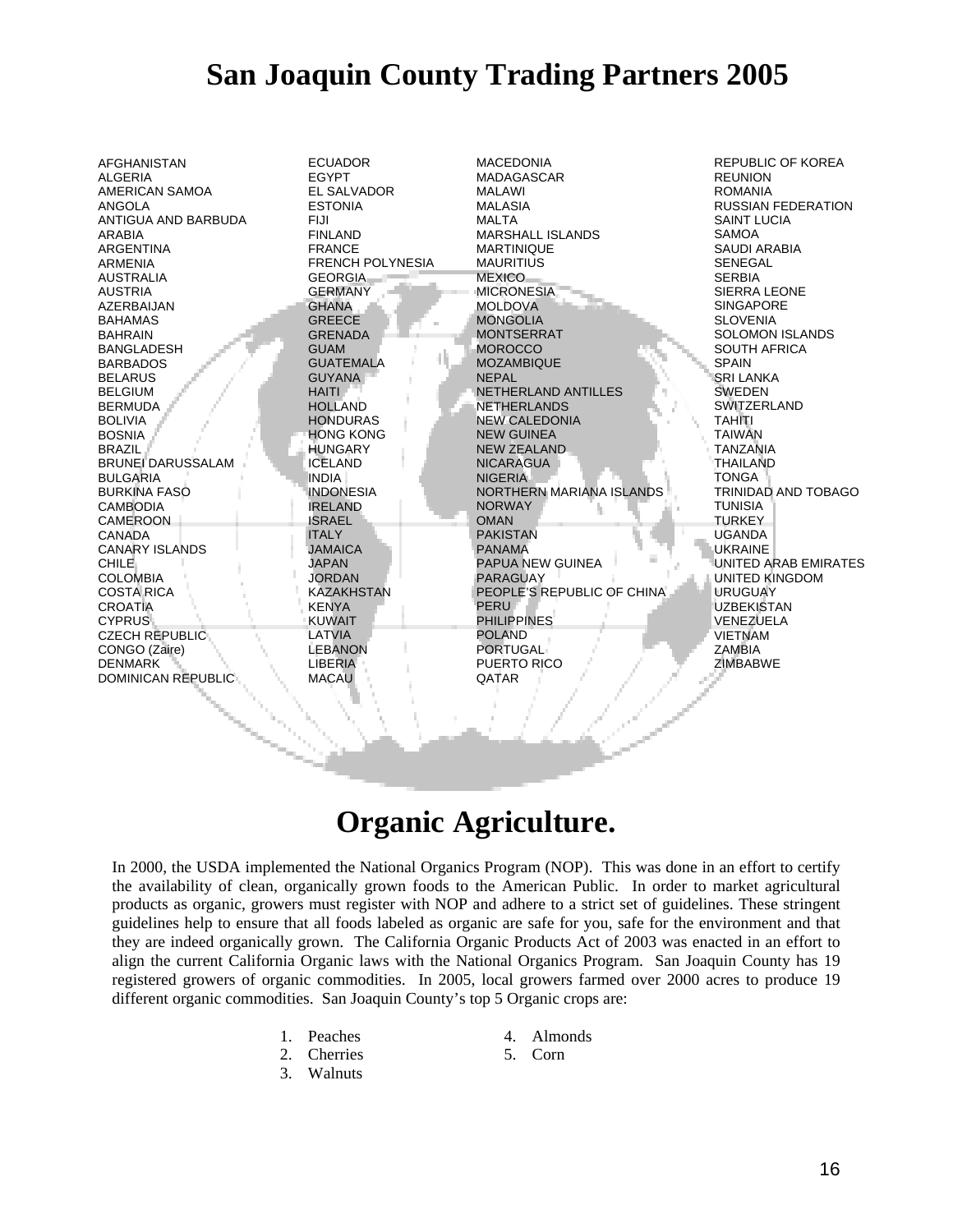# San Joaquin County Trading Partners 2005

AFGHANISTAN
ALGERIA
AMERICAN SAMOA
ANGOLA
ANTIGUA AND BARBUDA
ARABIA
ARGENTINA
ARMENIA
AUSTRALIA
AUSTRIA
AZERBAIJAN
BAHAMAS
BAHRAIN
BANGLADESH
BARBADOS
BELARUS
BELGIUM
BERMUDA
BOLIVIA
BOSNIA
BRAZIL
BRUNEI DARUSSALAM
BULGARIA
BURKINA FASO
CAMBODIA
CAMEROON
CANADA
CANARY ISLANDS
CHILE
COLOMBIA
COSTA RICA
CROATIA
CYPRUS
CZECH REPUBLIC
CONGO (Zaire)
DENMARK
DOMINICAN REPUBLIC
ECUADOR
EGYPT
EL SALVADOR
ESTONIA
FIJI
FINLAND
FRANCE
FRENCH POLYNESIA
GEORGIA
GERMANY
GHANA
GREECE
GRENADA
GUAM
GUATEMALA
GUYANA
HAITI
HOLLAND
HONDURAS
HONG KONG
HUNGARY
ICELAND
INDIA
INDONESIA
IRELAND
ISRAEL
ITALY
JAMAICA
JAPAN
JORDAN
KAZAKHSTAN
KENYA
KUWAIT
LATVIA
LEBANON
LIBERIA
MACAU
MACEDONIA
MADAGASCAR
MALAWI
MALASIA
MALTA
MARSHALL ISLANDS
MARTINIQUE
MAURITIUS
MEXICO
MICRONESIA
MOLDOVA
MONGOLIA
MONTSERRAT
MOROCCO
MOZAMBIQUE
NEPAL
NETHERLAND ANTILLES
NETHERLANDS
NEW CALEDONIA
NEW GUINEA
NEW ZEALAND
NICARAGUA
NIGERIA
NORTHERN MARIANA ISLANDS
NORWAY
OMAN
PAKISTAN
PANAMA
PAPUA NEW GUINEA
PARAGUAY
PEOPLE'S REPUBLIC OF CHINA
PERU
PHILIPPINES
POLAND
PORTUGAL
PUERTO RICO
QATAR
REPUBLIC OF KOREA
REUNION
ROMANIA
RUSSIAN FEDERATION
SAINT LUCIA
SAMOA
SAUDI ARABIA
SENEGAL
SERBIA
SIERRA LEONE
SINGAPORE
SLOVENIA
SOLOMON ISLANDS
SOUTH AFRICA
SPAIN
SRI LANKA
SWEDEN
SWITZERLAND
TAHITI
TAIWAN
TANZANIA
THAILAND
TONGA
TRINIDAD AND TOBAGO
TUNISIA
TURKEY
UGANDA
UKRAINE
UNITED ARAB EMIRATES
UNITED KINGDOM
URUGUAY
UZBEKISTAN
VENEZUELA
VIETNAM
ZAMBIA
ZIMBABWE

# Organic Agriculture.

In 2000, the USDA implemented the National Organics Program (NOP). This was done in an effort to certify the availability of clean, organically grown foods to the American Public. In order to market agricultural products as organic, growers must register with NOP and adhere to a strict set of guidelines. These stringent guidelines help to ensure that all foods labeled as organic are safe for you, safe for the environment and that they are indeed organically grown. The California Organic Products Act of 2003 was enacted in an effort to align the current California Organic laws with the National Organics Program. San Joaquin County has 19 registered growers of organic commodities. In 2005, local growers farmed over 2000 acres to produce 19 different organic commodities. San Joaquin County's top 5 Organic crops are:

1. Peaches
2. Cherries
3. Walnuts
4. Almonds
5. Corn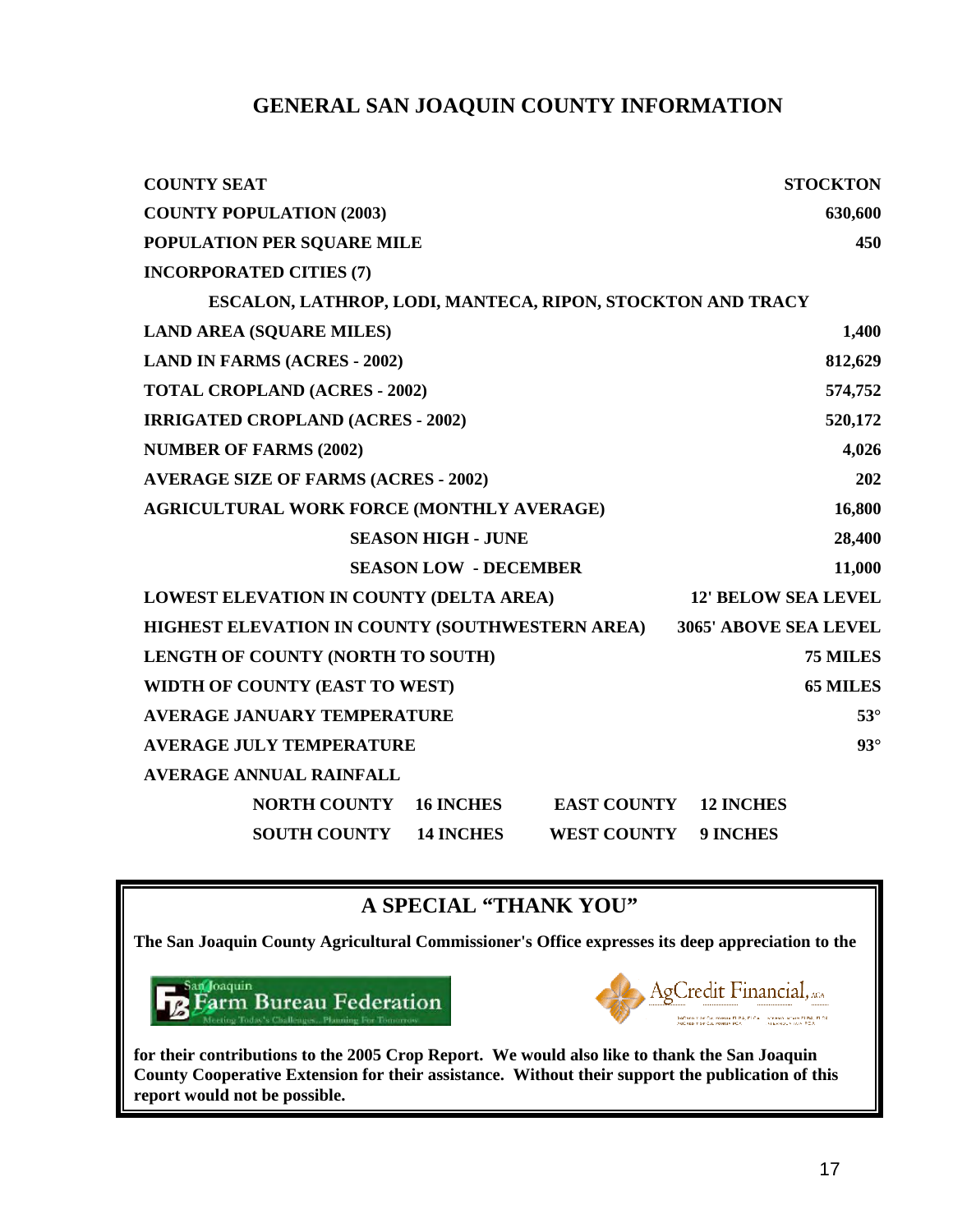# GENERAL SAN JOAQUIN COUNTY INFORMATION

| | |
|---|---|
| **COUNTY SEAT** | **STOCKTON** |
| **COUNTY POPULATION (2003)** | **630,600** |
| **POPULATION PER SQUARE MILE** | **450** |
| **INCORPORATED CITIES (7)** | |
| **ESCALON, LATHROP, LODI, MANTECA, RIPON, STOCKTON AND TRACY** | |
| **LAND AREA (SQUARE MILES)** | **1,400** |
| **LAND IN FARMS (ACRES - 2002)** | **812,629** |
| **TOTAL CROPLAND (ACRES - 2002)** | **574,752** |
| **IRRIGATED CROPLAND (ACRES - 2002)** | **520,172** |
| **NUMBER OF FARMS (2002)** | **4,026** |
| **AVERAGE SIZE OF FARMS (ACRES - 2002)** | **202** |
| **AGRICULTURAL WORK FORCE (MONTHLY AVERAGE)** | **16,800** |
| **SEASON HIGH - JUNE** | **28,400** |
| **SEASON LOW - DECEMBER** | **11,000** |
| **LOWEST ELEVATION IN COUNTY (DELTA AREA)** | **12' BELOW SEA LEVEL** |
| **HIGHEST ELEVATION IN COUNTY (SOUTHWESTERN AREA)** | **3065' ABOVE SEA LEVEL** |
| **LENGTH OF COUNTY (NORTH TO SOUTH)** | **75 MILES** |
| **WIDTH OF COUNTY (EAST TO WEST)** | **65 MILES** |
| **AVERAGE JANUARY TEMPERATURE** | **53°** |
| **AVERAGE JULY TEMPERATURE** | **93°** |

**AVERAGE ANNUAL RAINFALL**

| | | | |
|---|---|---|---|
| **NORTH COUNTY** | **16 INCHES** | **EAST COUNTY** | **12 INCHES** |
| **SOUTH COUNTY** | **14 INCHES** | **WEST COUNTY** | **9 INCHES** |

## A SPECIAL "THANK YOU"

**The San Joaquin County Agricultural Commissioner's Office expresses its deep appreciation to the**

San Joaquin Farm Bureau Federation — Meeting Today's Challenges...Planning For Tomorrow

AgCredit Financial, ACA

**for their contributions to the 2005 Crop Report. We would also like to thank the San Joaquin County Cooperative Extension for their assistance. Without their support the publication of this report would not be possible.**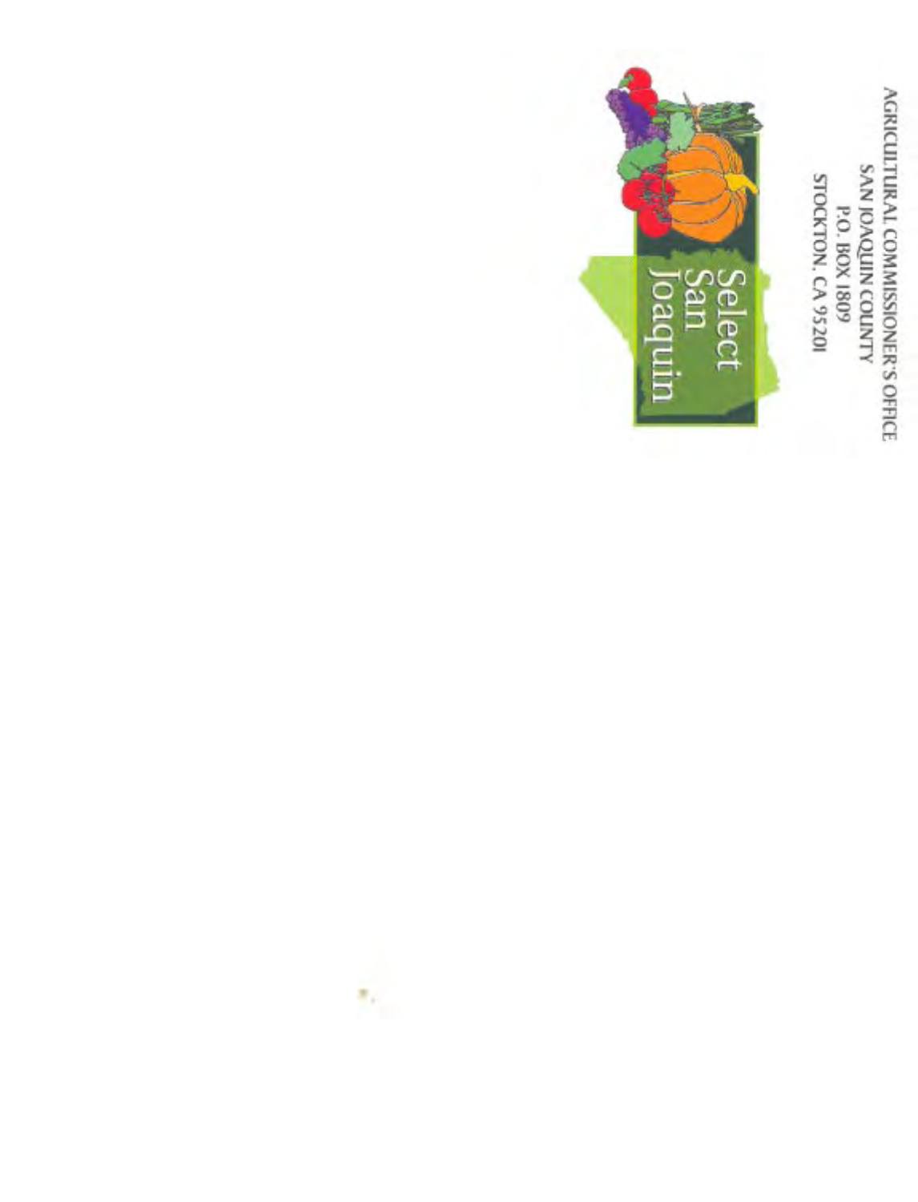AGRICULTURAL COMMISSIONER'S OFFICE
SAN JOAQUIN COUNTY
P.O. BOX 1809
STOCKTON, CA 95201

Select
San
Joaquin